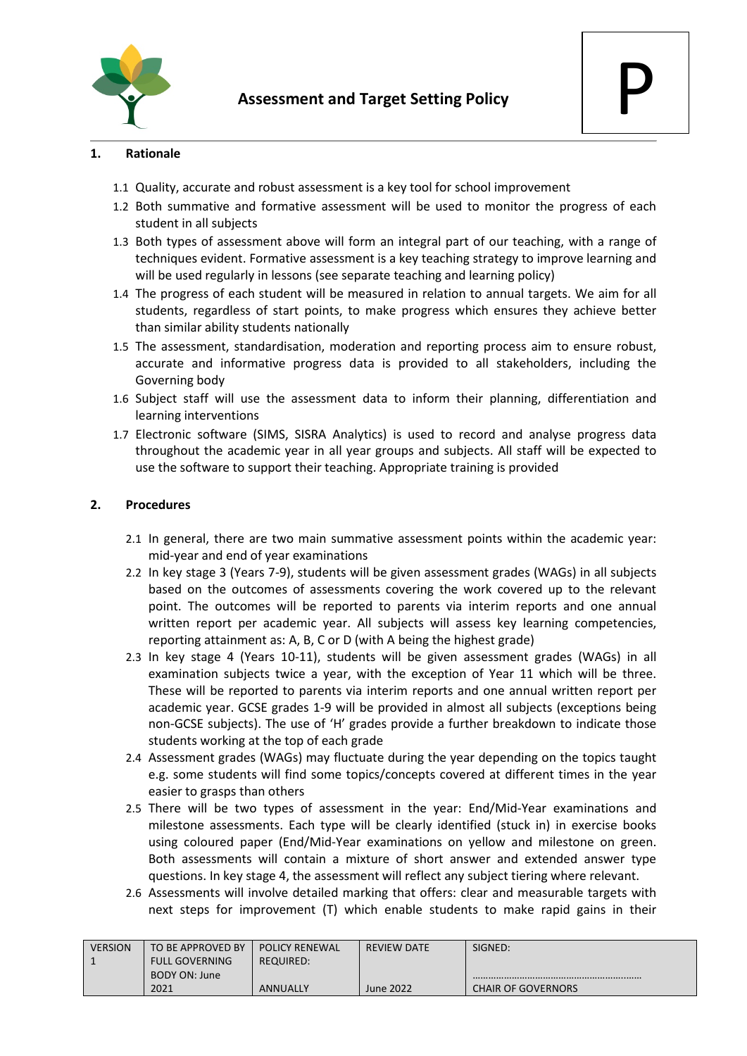# Assessment and Target Setting Policy

P

## 1. Rationale

1.1 Quality, accurate and robust assessment is a key tool for school improvement

1.2 Both summative and formative assessment will be used to monitor the progress of each student in all subjects

1.3 Both types of assessment above will form an integral part of our teaching, with a range of techniques evident. Formative assessment is a key teaching strategy to improve learning and will be used regularly in lessons (see separate teaching and learning policy)

1.4 The progress of each student will be measured in relation to annual targets. We aim for all students, regardless of start points, to make progress which ensures they achieve better than similar ability students nationally

1.5 The assessment, standardisation, moderation and reporting process aim to ensure robust, accurate and informative progress data is provided to all stakeholders, including the Governing body

1.6 Subject staff will use the assessment data to inform their planning, differentiation and learning interventions

1.7 Electronic software (SIMS, SISRA Analytics) is used to record and analyse progress data throughout the academic year in all year groups and subjects. All staff will be expected to use the software to support their teaching. Appropriate training is provided

## 2. Procedures

2.1 In general, there are two main summative assessment points within the academic year: mid-year and end of year examinations

2.2 In key stage 3 (Years 7-9), students will be given assessment grades (WAGs) in all subjects based on the outcomes of assessments covering the work covered up to the relevant point. The outcomes will be reported to parents via interim reports and one annual written report per academic year. All subjects will assess key learning competencies, reporting attainment as: A, B, C or D (with A being the highest grade)

2.3 In key stage 4 (Years 10-11), students will be given assessment grades (WAGs) in all examination subjects twice a year, with the exception of Year 11 which will be three. These will be reported to parents via interim reports and one annual written report per academic year. GCSE grades 1-9 will be provided in almost all subjects (exceptions being non-GCSE subjects). The use of 'H' grades provide a further breakdown to indicate those students working at the top of each grade

2.4 Assessment grades (WAGs) may fluctuate during the year depending on the topics taught e.g. some students will find some topics/concepts covered at different times in the year easier to grasps than others

2.5 There will be two types of assessment in the year: End/Mid-Year examinations and milestone assessments. Each type will be clearly identified (stuck in) in exercise books using coloured paper (End/Mid-Year examinations on yellow and milestone on green. Both assessments will contain a mixture of short answer and extended answer type questions. In key stage 4, the assessment will reflect any subject tiering where relevant.

2.6 Assessments will involve detailed marking that offers: clear and measurable targets with next steps for improvement (T) which enable students to make rapid gains in their

| VERSION 1 | TO BE APPROVED BY FULL GOVERNING BODY ON: June 2021 | POLICY RENEWAL REQUIRED: ANNUALLY | REVIEW DATE June 2022 | SIGNED: ……………………………………………………… CHAIR OF GOVERNORS |
|---|---|---|---|---|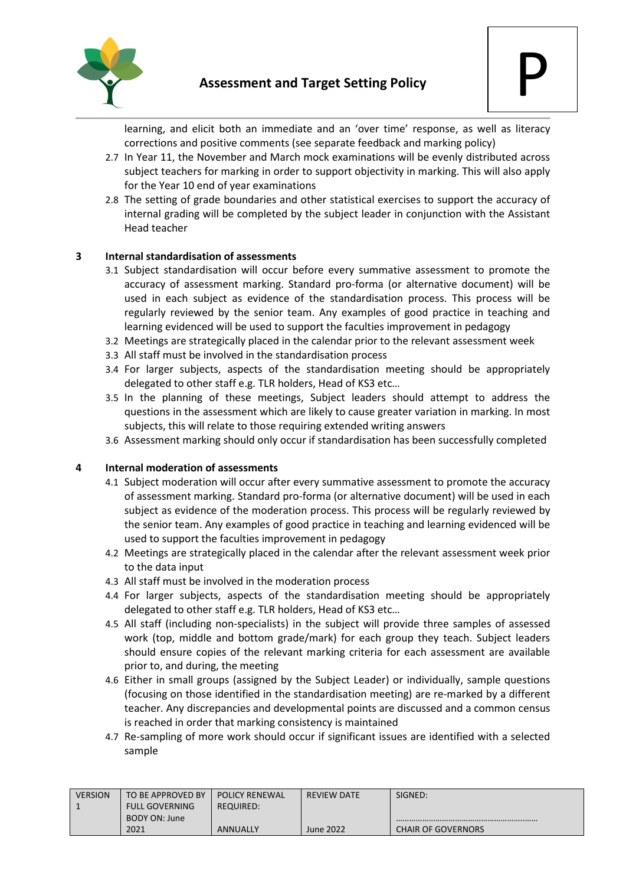learning, and elicit both an immediate and an 'over time' response, as well as literacy corrections and positive comments (see separate feedback and marking policy)

2.7 In Year 11, the November and March mock examinations will be evenly distributed across subject teachers for marking in order to support objectivity in marking. This will also apply for the Year 10 end of year examinations

2.8 The setting of grade boundaries and other statistical exercises to support the accuracy of internal grading will be completed by the subject leader in conjunction with the Assistant Head teacher

## 3 Internal standardisation of assessments

3.1 Subject standardisation will occur before every summative assessment to promote the accuracy of assessment marking. Standard pro-forma (or alternative document) will be used in each subject as evidence of the standardisation process. This process will be regularly reviewed by the senior team. Any examples of good practice in teaching and learning evidenced will be used to support the faculties improvement in pedagogy

3.2 Meetings are strategically placed in the calendar prior to the relevant assessment week

3.3 All staff must be involved in the standardisation process

3.4 For larger subjects, aspects of the standardisation meeting should be appropriately delegated to other staff e.g. TLR holders, Head of KS3 etc…

3.5 In the planning of these meetings, Subject leaders should attempt to address the questions in the assessment which are likely to cause greater variation in marking. In most subjects, this will relate to those requiring extended writing answers

3.6 Assessment marking should only occur if standardisation has been successfully completed

## 4 Internal moderation of assessments

4.1 Subject moderation will occur after every summative assessment to promote the accuracy of assessment marking. Standard pro-forma (or alternative document) will be used in each subject as evidence of the moderation process. This process will be regularly reviewed by the senior team. Any examples of good practice in teaching and learning evidenced will be used to support the faculties improvement in pedagogy

4.2 Meetings are strategically placed in the calendar after the relevant assessment week prior to the data input

4.3 All staff must be involved in the moderation process

4.4 For larger subjects, aspects of the standardisation meeting should be appropriately delegated to other staff e.g. TLR holders, Head of KS3 etc…

4.5 All staff (including non-specialists) in the subject will provide three samples of assessed work (top, middle and bottom grade/mark) for each group they teach. Subject leaders should ensure copies of the relevant marking criteria for each assessment are available prior to, and during, the meeting

4.6 Either in small groups (assigned by the Subject Leader) or individually, sample questions (focusing on those identified in the standardisation meeting) are re-marked by a different teacher. Any discrepancies and developmental points are discussed and a common census is reached in order that marking consistency is maintained

4.7 Re-sampling of more work should occur if significant issues are identified with a selected sample

| VERSION 1 | TO BE APPROVED BY FULL GOVERNING BODY ON: June 2021 | POLICY RENEWAL REQUIRED: ANNUALLY | REVIEW DATE June 2022 | SIGNED: ……………………………………………………. CHAIR OF GOVERNORS |
|---|---|---|---|---|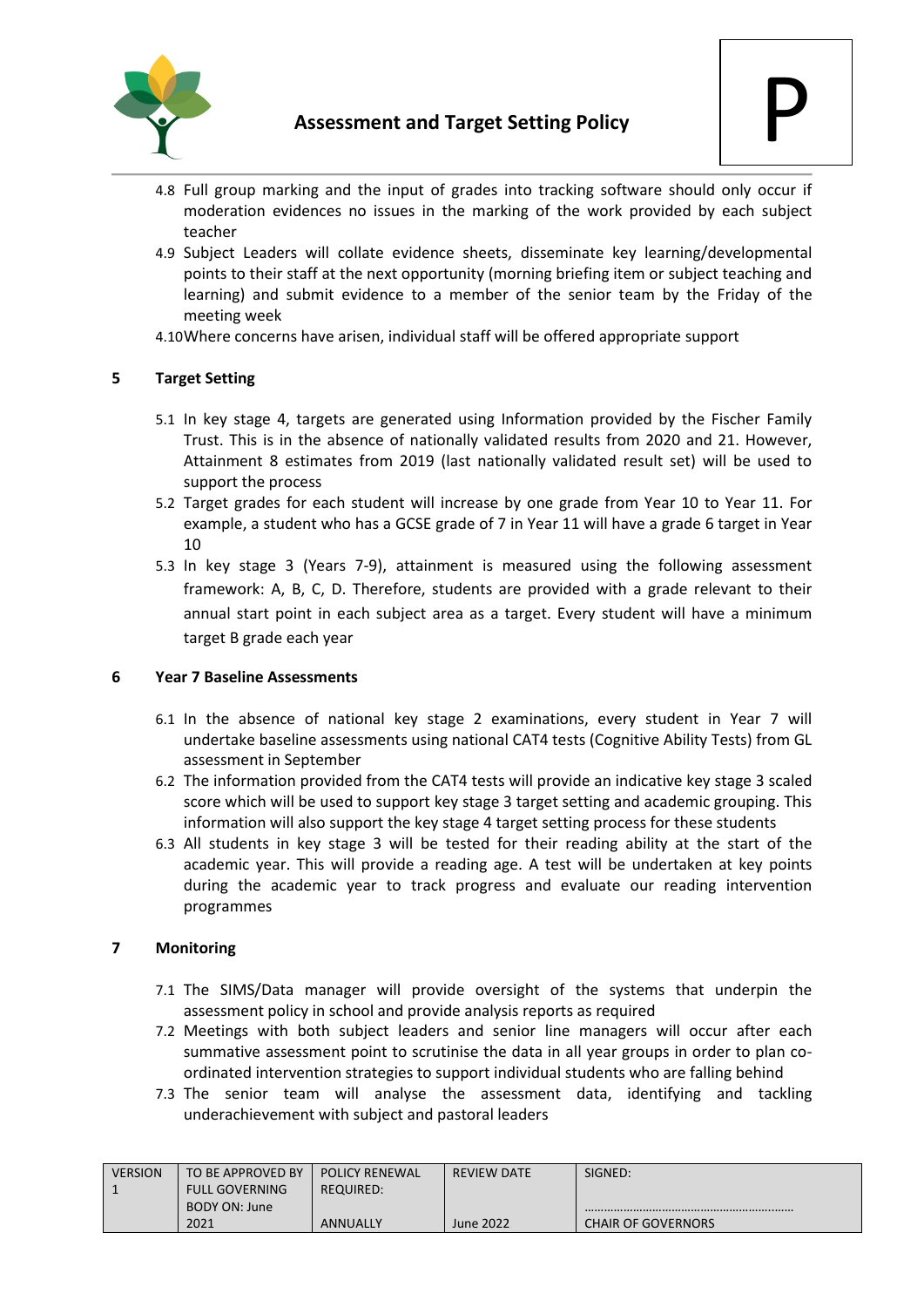4.8 Full group marking and the input of grades into tracking software should only occur if moderation evidences no issues in the marking of the work provided by each subject teacher

4.9 Subject Leaders will collate evidence sheets, disseminate key learning/developmental points to their staff at the next opportunity (morning briefing item or subject teaching and learning) and submit evidence to a member of the senior team by the Friday of the meeting week

4.10 Where concerns have arisen, individual staff will be offered appropriate support

## 5 Target Setting

5.1 In key stage 4, targets are generated using Information provided by the Fischer Family Trust. This is in the absence of nationally validated results from 2020 and 21. However, Attainment 8 estimates from 2019 (last nationally validated result set) will be used to support the process

5.2 Target grades for each student will increase by one grade from Year 10 to Year 11. For example, a student who has a GCSE grade of 7 in Year 11 will have a grade 6 target in Year 10

5.3 In key stage 3 (Years 7-9), attainment is measured using the following assessment framework: A, B, C, D. Therefore, students are provided with a grade relevant to their annual start point in each subject area as a target. Every student will have a minimum target B grade each year

## 6 Year 7 Baseline Assessments

6.1 In the absence of national key stage 2 examinations, every student in Year 7 will undertake baseline assessments using national CAT4 tests (Cognitive Ability Tests) from GL assessment in September

6.2 The information provided from the CAT4 tests will provide an indicative key stage 3 scaled score which will be used to support key stage 3 target setting and academic grouping. This information will also support the key stage 4 target setting process for these students

6.3 All students in key stage 3 will be tested for their reading ability at the start of the academic year. This will provide a reading age. A test will be undertaken at key points during the academic year to track progress and evaluate our reading intervention programmes

## 7 Monitoring

7.1 The SIMS/Data manager will provide oversight of the systems that underpin the assessment policy in school and provide analysis reports as required

7.2 Meetings with both subject leaders and senior line managers will occur after each summative assessment point to scrutinise the data in all year groups in order to plan co-ordinated intervention strategies to support individual students who are falling behind

7.3 The senior team will analyse the assessment data, identifying and tackling underachievement with subject and pastoral leaders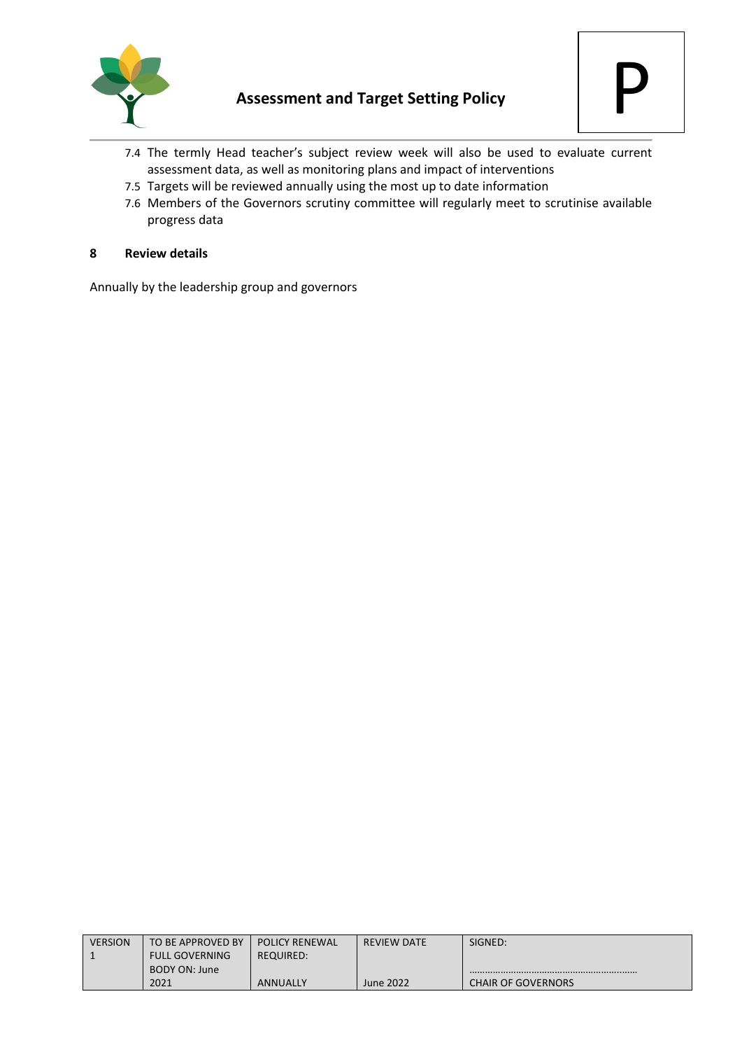7.4 The termly Head teacher's subject review week will also be used to evaluate current assessment data, as well as monitoring plans and impact of interventions

7.5 Targets will be reviewed annually using the most up to date information

7.6 Members of the Governors scrutiny committee will regularly meet to scrutinise available progress data

## 8 Review details

Annually by the leadership group and governors

| VERSION | TO BE APPROVED BY | POLICY RENEWAL | REVIEW DATE | SIGNED: |
| --- | --- | --- | --- | --- |
| 1 | FULL GOVERNING BODY ON: June 2021 | REQUIRED: ANNUALLY | June 2022 | ……………………………………………………… CHAIR OF GOVERNORS |